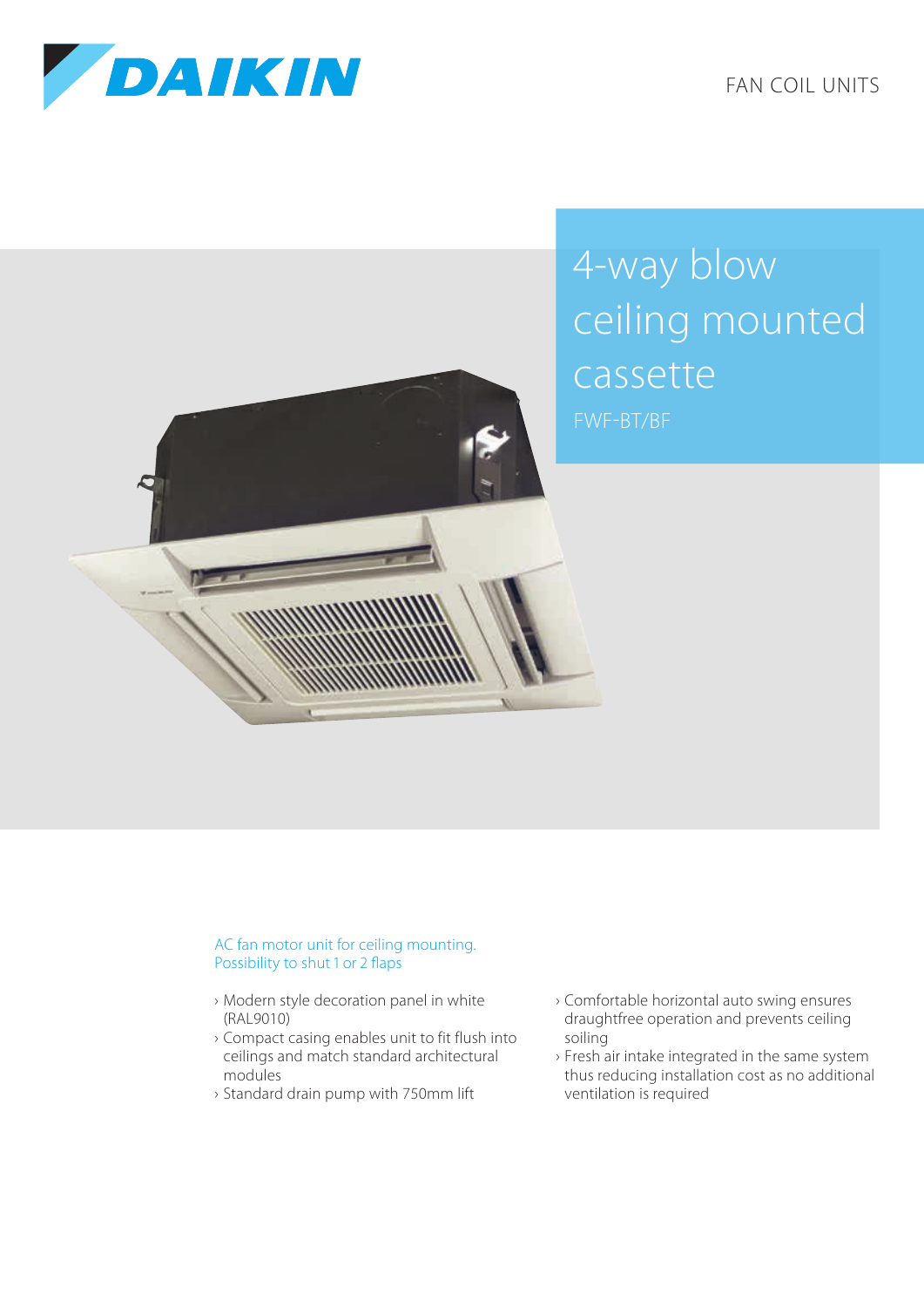DAIKIN

FAN COIL UNITS

# 4-way blow ceiling mounted cassette

FWF-BT/BF

AC fan motor unit for ceiling mounting.
Possibility to shut 1 or 2 flaps

- Modern style decoration panel in white (RAL9010)
- Compact casing enables unit to fit flush into ceilings and match standard architectural modules
- Standard drain pump with 750mm lift
- Comfortable horizontal auto swing ensures draughtfree operation and prevents ceiling soiling
- Fresh air intake integrated in the same system thus reducing installation cost as no additional ventilation is required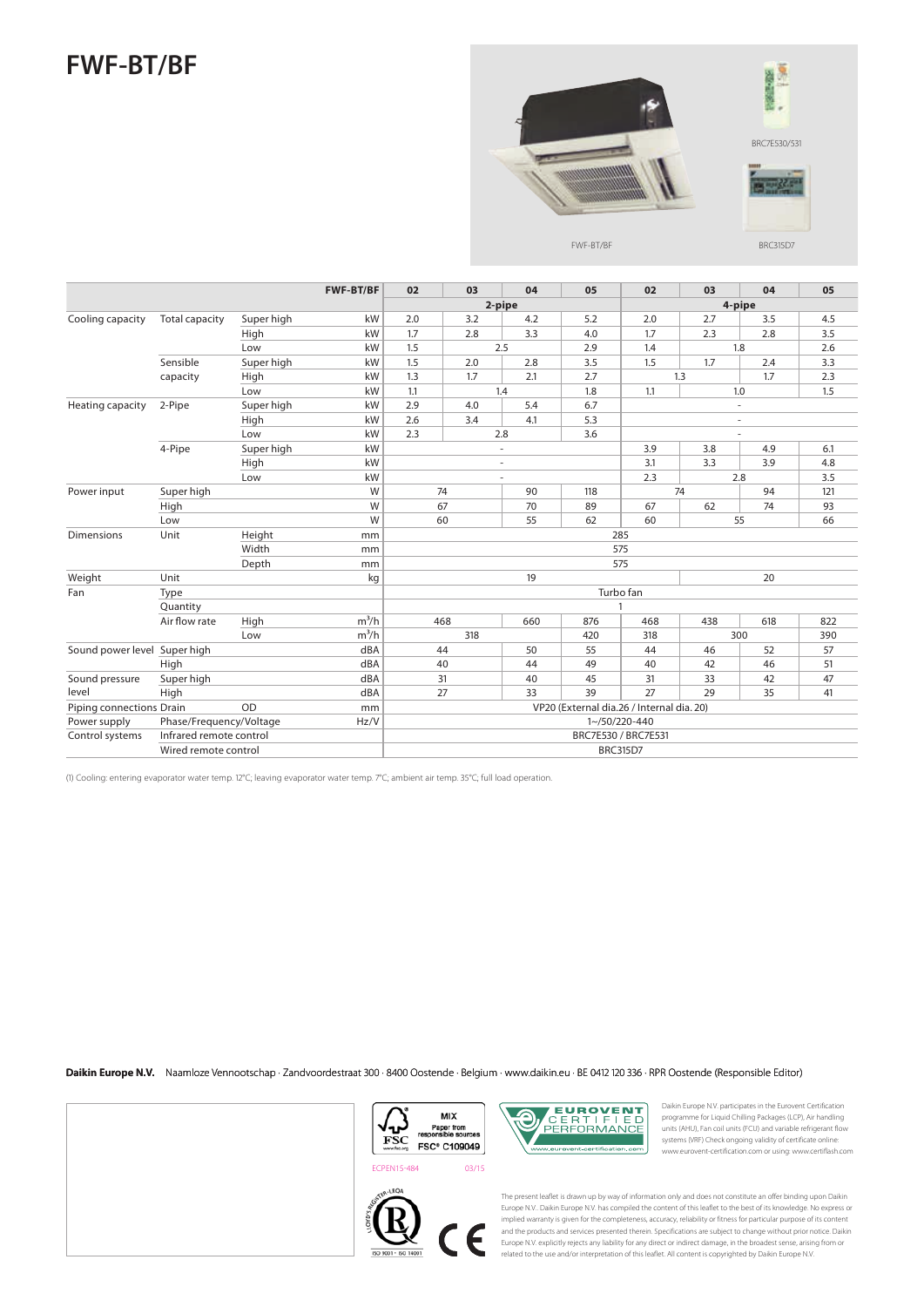# FWF-BT/BF

BRC7E530/531

FWF-BT/BF

BRC315D7

| | | | FWF-BT/BF | 02 | 03 | 04 | 05 | 02 | 03 | 04 | 05 |
|---|---|---|---|---|---|---|---|---|---|---|---|
| | | | | 2-pipe | | | | 4-pipe | | | |
| Cooling capacity | Total capacity | Super high | kW | 2.0 | 3.2 | 4.2 | 5.2 | 2.0 | 2.7 | 3.5 | 4.5 |
| | | High | kW | 1.7 | 2.8 | 3.3 | 4.0 | 1.7 | 2.3 | 2.8 | 3.5 |
| | | Low | kW | 1.5 | 2.5 | | 2.9 | 1.4 | 1.8 | | 2.6 |
| | Sensible capacity | Super high | kW | 1.5 | 2.0 | 2.8 | 3.5 | 1.5 | 1.7 | 2.4 | 3.3 |
| | | High | kW | 1.3 | 1.7 | 2.1 | 2.7 | 1.3 | | 1.7 | 2.3 |
| | | Low | kW | 1.1 | 1.4 | | 1.8 | 1.1 | 1.0 | | 1.5 |
| Heating capacity | 2-Pipe | Super high | kW | 2.9 | 4.0 | 5.4 | 6.7 | - | | | |
| | | High | kW | 2.6 | 3.4 | 4.1 | 5.3 | - | | | |
| | | Low | kW | 2.3 | 2.8 | | 3.6 | - | | | |
| | 4-Pipe | Super high | kW | - | | | | 3.9 | 3.8 | 4.9 | 6.1 |
| | | High | kW | - | | | | 3.1 | 3.3 | 3.9 | 4.8 |
| | | Low | kW | - | | | | 2.3 | 2.8 | | 3.5 |
| Power input | Super high | | W | 74 | | 90 | 118 | 74 | | 94 | 121 |
| | High | | W | 67 | | 70 | 89 | 67 | 62 | 74 | 93 |
| | Low | | W | 60 | | 55 | 62 | 60 | 55 | | 66 |
| Dimensions | Unit | Height | mm | 285 | | | | | | | |
| | | Width | mm | 575 | | | | | | | |
| | | Depth | mm | 575 | | | | | | | |
| Weight | Unit | | kg | 19 | | | | | 20 | | |
| Fan | Type | | | Turbo fan | | | | | | | |
| | Quantity | | | 1 | | | | | | | |
| | Air flow rate | High | $m^3/h$ | 468 | | 660 | 876 | 468 | 438 | 618 | 822 |
| | | Low | $m^3/h$ | 318 | | | 420 | 318 | 300 | | 390 |
| Sound power level | Super high | | dBA | 44 | | 50 | 55 | 44 | 46 | 52 | 57 |
| | High | | dBA | 40 | | 44 | 49 | 40 | 42 | 46 | 51 |
| Sound pressure level | Super high | | dBA | 31 | | 40 | 45 | 31 | 33 | 42 | 47 |
| | High | | dBA | 27 | | 33 | 39 | 27 | 29 | 35 | 41 |
| Piping connections | Drain | OD | mm | VP20 (External dia.26 / Internal dia. 20) | | | | | | | |
| Power supply | Phase/Frequency/Voltage | | Hz/V | 1~/50/220-440 | | | | | | | |
| Control systems | Infrared remote control | | | BRC7E530 / BRC7E531 | | | | | | | |
| | Wired remote control | | | BRC315D7 | | | | | | | |

(1) Cooling: entering evaporator water temp. 12°C; leaving evaporator water temp. 7°C; ambient air temp. 35°C; full load operation.

**Daikin Europe N.V.** Naamloze Vennootschap · Zandvoordestraat 300 · 8400 Oostende · Belgium · www.daikin.eu · BE 0412 120 336 · RPR Oostende (Responsible Editor)

MIX Paper from responsible sources FSC® C109049

ECPEN15-484 03/15

Daikin Europe N.V. participates in the Eurovent Certification programme for Liquid Chilling Packages (LCP), Air handling units (AHU), Fan coil units (FCU) and variable refrigerant flow systems (VRF) Check ongoing validity of certificate online: www.eurovent-certification.com or using: www.certiflash.com

The present leaflet is drawn up by way of information only and does not constitute an offer binding upon Daikin Europe N.V.. Daikin Europe N.V. has compiled the content of this leaflet to the best of its knowledge. No express or implied warranty is given for the completeness, accuracy, reliability or fitness for particular purpose of its content and the products and services presented therein. Specifications are subject to change without prior notice. Daikin Europe N.V. explicitly rejects any liability for any direct or indirect damage, in the broadest sense, arising from or related to the use and/or interpretation of this leaflet. All content is copyrighted by Daikin Europe N.V.